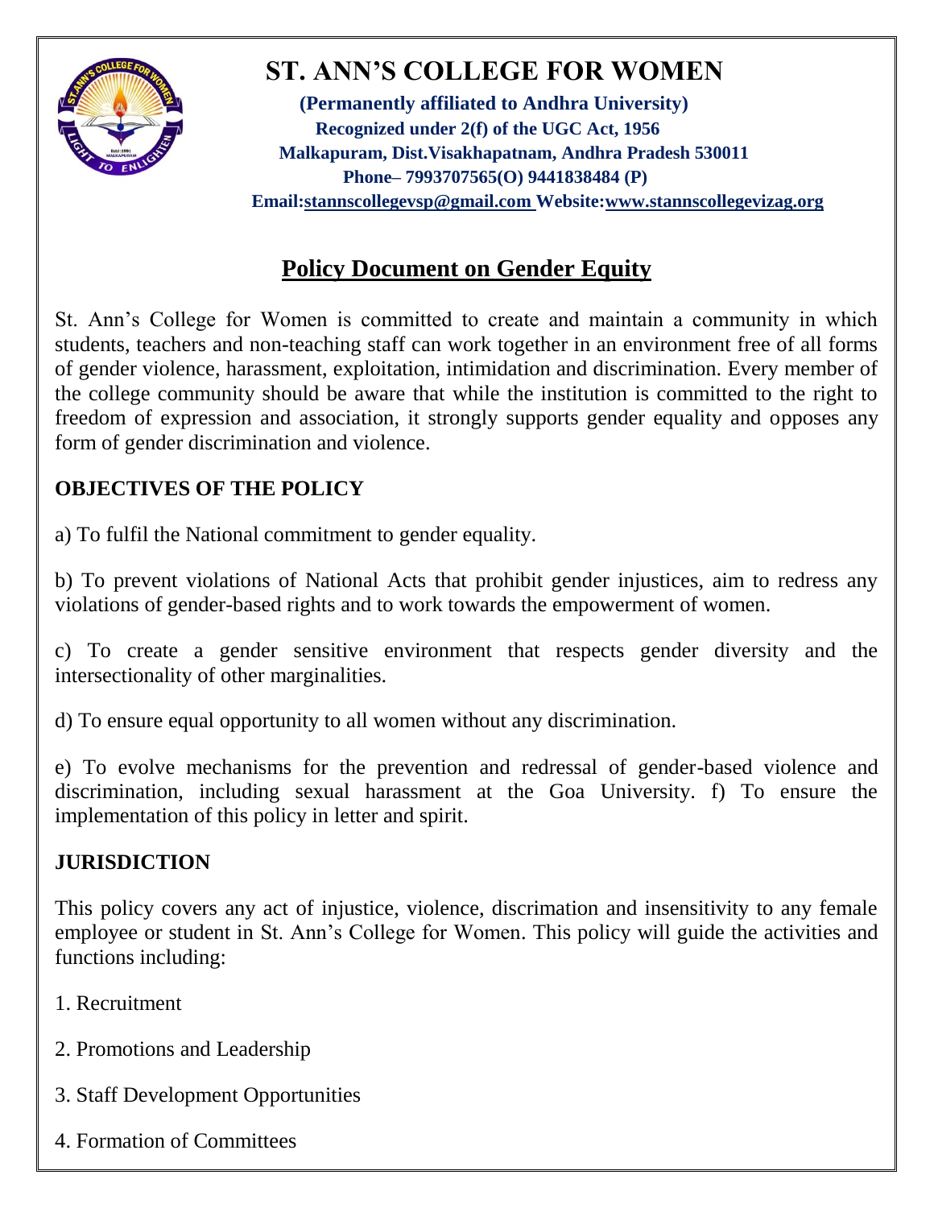# ST. ANN'S COLLEGE FOR WOMEN

**(Permanently affiliated to Andhra University)**
**Recognized under 2(f) of the UGC Act, 1956**
**Malkapuram, Dist.Visakhapatnam, Andhra Pradesh 530011**
**Phone– 7993707565(O) 9441838484 (P)**
**Email:stannscollegevsp@gmail.com Website:www.stannscollegevizag.org**

## Policy Document on Gender Equity

St. Ann's College for Women is committed to create and maintain a community in which students, teachers and non-teaching staff can work together in an environment free of all forms of gender violence, harassment, exploitation, intimidation and discrimination. Every member of the college community should be aware that while the institution is committed to the right to freedom of expression and association, it strongly supports gender equality and opposes any form of gender discrimination and violence.

### OBJECTIVES OF THE POLICY

a) To fulfil the National commitment to gender equality.

b) To prevent violations of National Acts that prohibit gender injustices, aim to redress any violations of gender-based rights and to work towards the empowerment of women.

c) To create a gender sensitive environment that respects gender diversity and the intersectionality of other marginalities.

d) To ensure equal opportunity to all women without any discrimination.

e) To evolve mechanisms for the prevention and redressal of gender-based violence and discrimination, including sexual harassment at the Goa University. f) To ensure the implementation of this policy in letter and spirit.

### JURISDICTION

This policy covers any act of injustice, violence, discrimation and insensitivity to any female employee or student in St. Ann's College for Women. This policy will guide the activities and functions including:

1. Recruitment
2. Promotions and Leadership
3. Staff Development Opportunities
4. Formation of Committees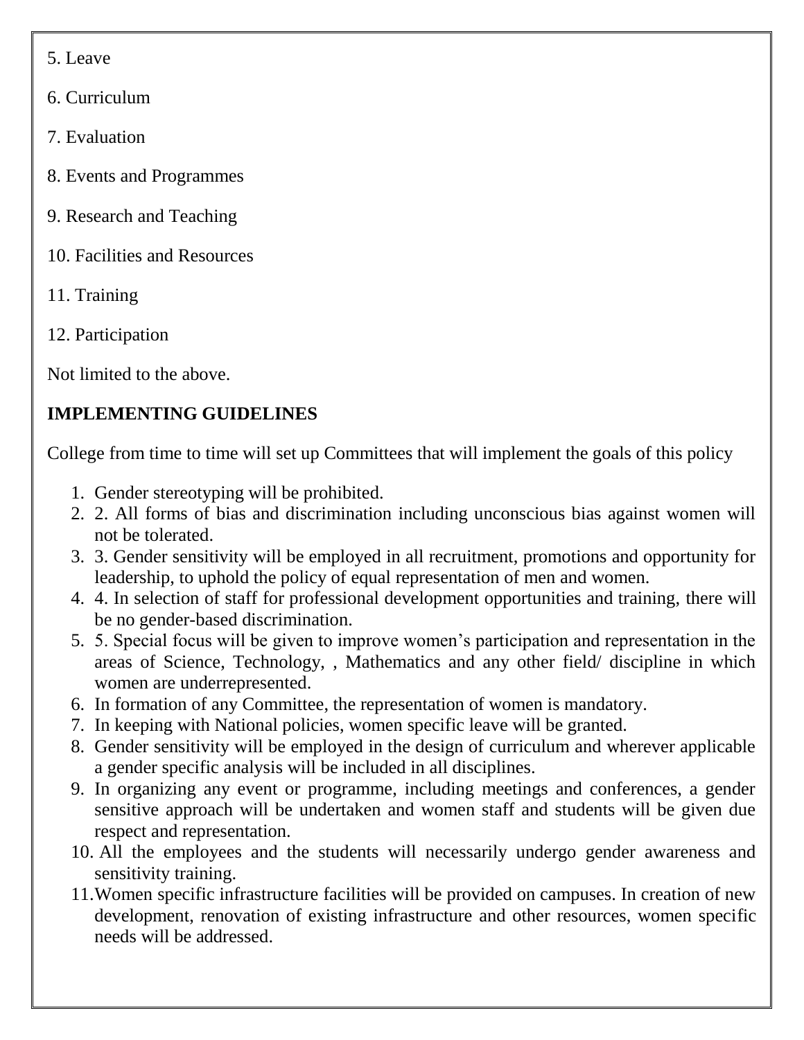5. Leave

6. Curriculum

7. Evaluation

8. Events and Programmes

9. Research and Teaching

10. Facilities and Resources

11. Training

12. Participation

Not limited to the above.

**IMPLEMENTING GUIDELINES**

College from time to time will set up Committees that will implement the goals of this policy

1. Gender stereotyping will be prohibited.
2. 2. All forms of bias and discrimination including unconscious bias against women will not be tolerated.
3. 3. Gender sensitivity will be employed in all recruitment, promotions and opportunity for leadership, to uphold the policy of equal representation of men and women.
4. 4. In selection of staff for professional development opportunities and training, there will be no gender-based discrimination.
5. 5. Special focus will be given to improve women's participation and representation in the areas of Science, Technology, , Mathematics and any other field/ discipline in which women are underrepresented.
6. In formation of any Committee, the representation of women is mandatory.
7. In keeping with National policies, women specific leave will be granted.
8. Gender sensitivity will be employed in the design of curriculum and wherever applicable a gender specific analysis will be included in all disciplines.
9. In organizing any event or programme, including meetings and conferences, a gender sensitive approach will be undertaken and women staff and students will be given due respect and representation.
10. All the employees and the students will necessarily undergo gender awareness and sensitivity training.
11. Women specific infrastructure facilities will be provided on campuses. In creation of new development, renovation of existing infrastructure and other resources, women specific needs will be addressed.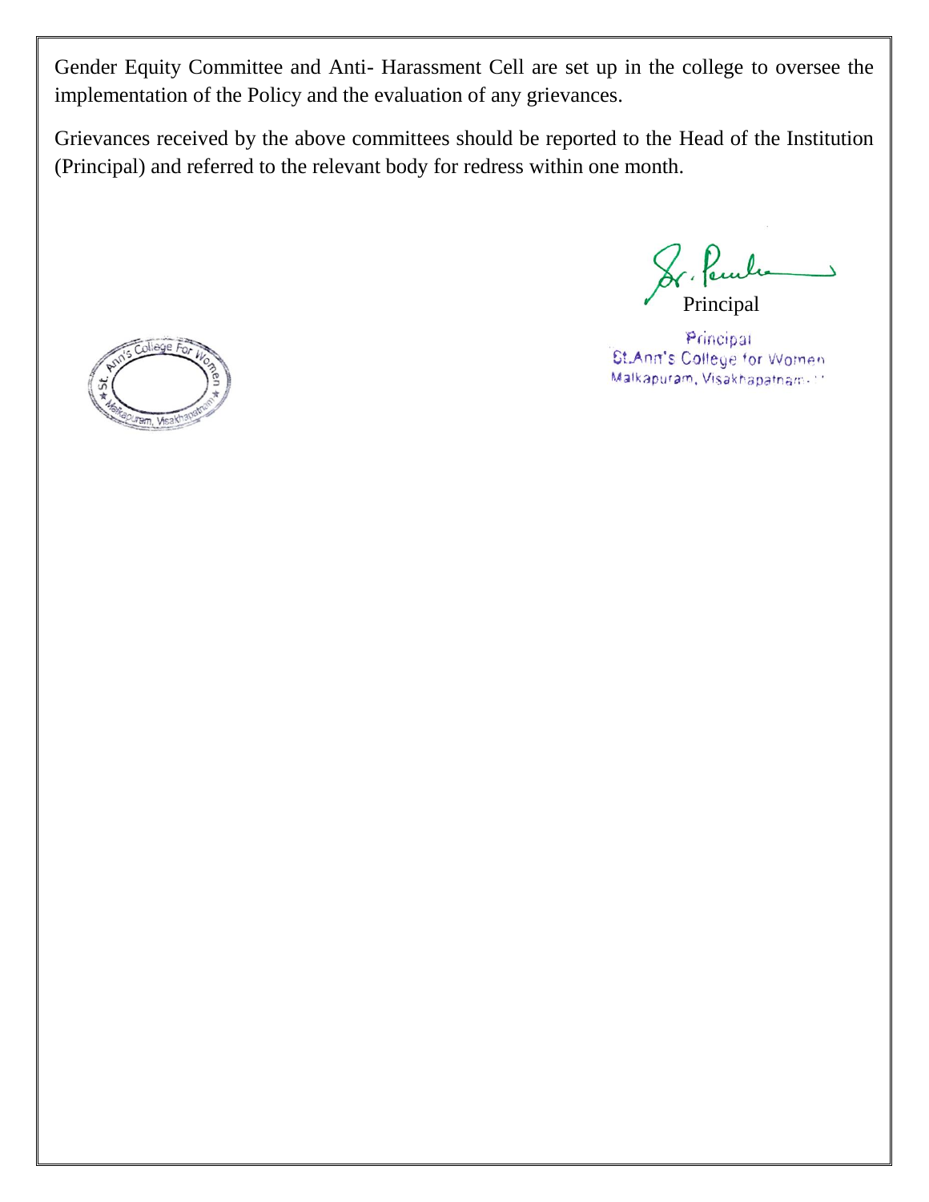Gender Equity Committee and Anti- Harassment Cell are set up in the college to oversee the implementation of the Policy and the evaluation of any grievances.

Grievances received by the above committees should be reported to the Head of the Institution (Principal) and referred to the relevant body for redress within one month.

Principal

Principal
St.Ann's College for Women
Malkapuram, Visakhapatnam